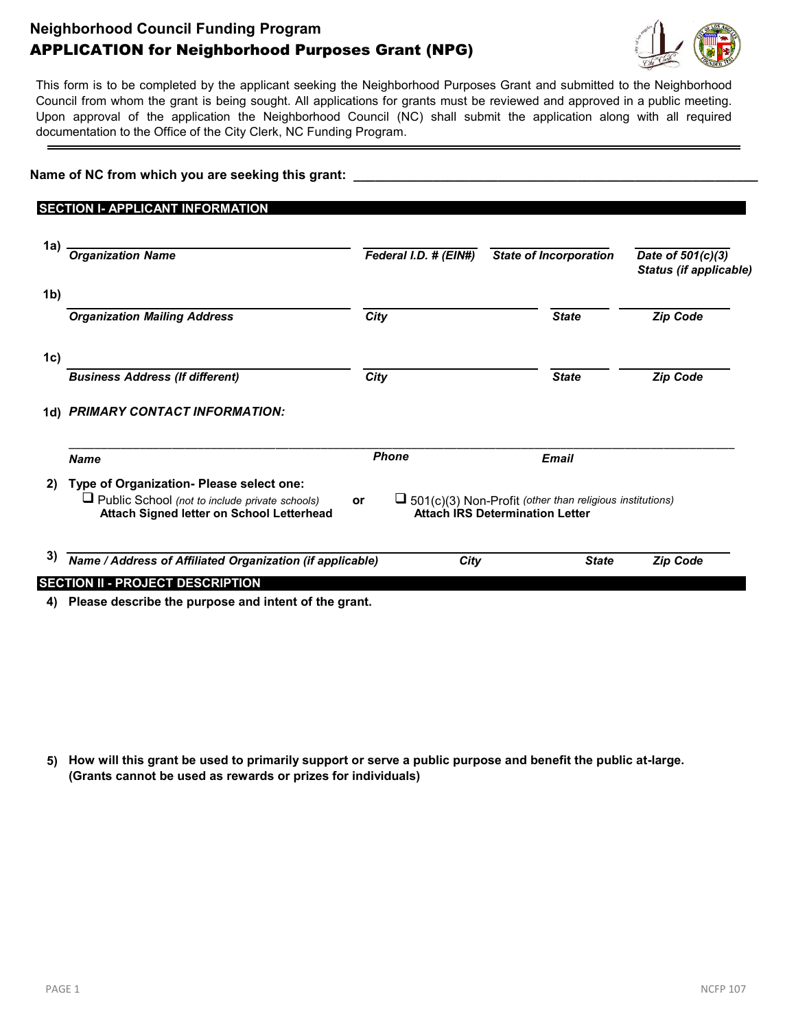# Neighborhood Council Funding Program

## APPLICATION for Neighborhood Purposes Grant (NPG)

This form is to be completed by the applicant seeking the Neighborhood Purposes Grant and submitted to the Neighborhood Council from whom the grant is being sought. All applications for grants must be reviewed and approved in a public meeting. Upon approval of the application the Neighborhood Council (NC) shall submit the application along with all required documentation to the Office of the City Clerk, NC Funding Program.

---

**Name of NC from which you are seeking this grant:** ______________________________

### SECTION I- APPLICANT INFORMATION

**1a)** ______________________ | ______________ | ______________ | ______________

***Organization Name*** | ***Federal I.D. # (EIN#)*** | ***State of Incorporation*** | ***Date of 501(c)(3) Status (if applicable)***

**1b)** ______________________ | ______________ | ______________ | ______________

***Organization Mailing Address*** | ***City*** | ***State*** | ***Zip Code***

**1c)** ______________________ | ______________ | ______________ | ______________

***Business Address (If different)*** | ***City*** | ***State*** | ***Zip Code***

**1d)** ***PRIMARY CONTACT INFORMATION:***

______________________________________________________________________

***Name*** | ***Phone*** | ***Email***

**2) Type of Organization- Please select one:**

❑ Public School *(not to include private schools)*
**Attach Signed letter on School Letterhead**

**or**

❑ 501(c)(3) Non-Profit *(other than religious institutions)*
**Attach IRS Determination Letter**

**3)** ______________________________________________________________________

***Name / Address of Affiliated Organization (if applicable)*** | ***City*** | ***State*** | ***Zip Code***

### SECTION II - PROJECT DESCRIPTION

**4) Please describe the purpose and intent of the grant.**

**5) How will this grant be used to primarily support or serve a public purpose and benefit the public at-large. (Grants cannot be used as rewards or prizes for individuals)**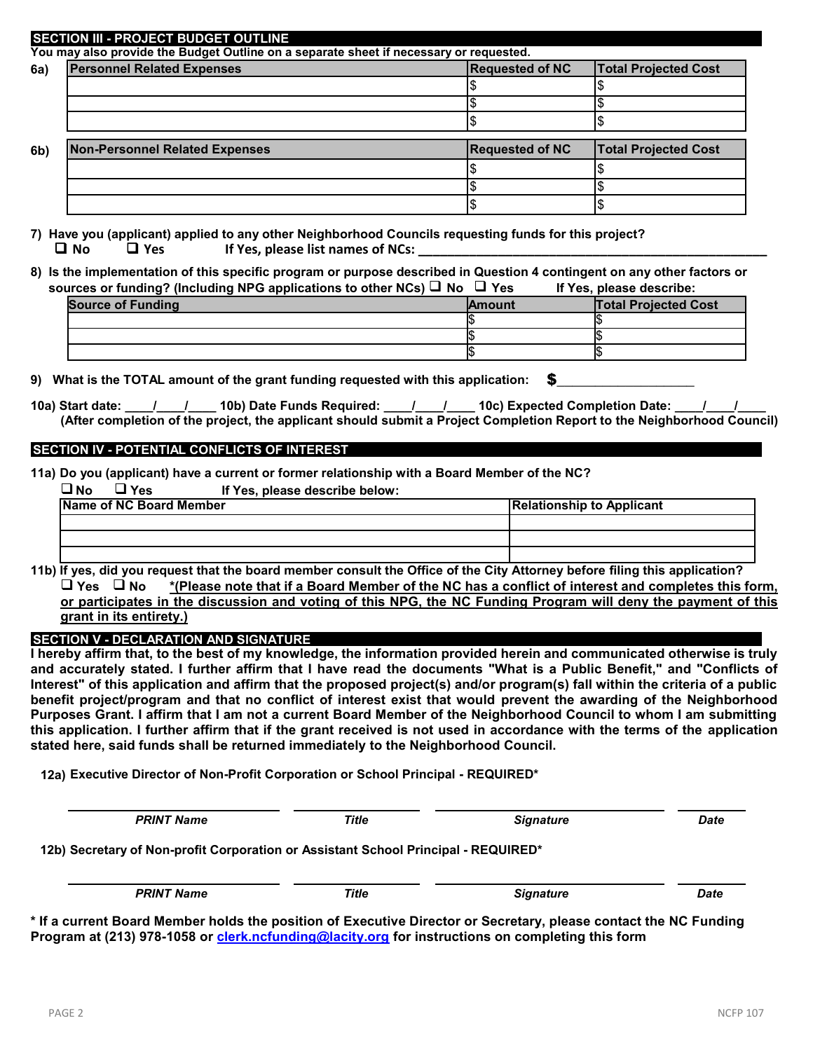## SECTION III - PROJECT BUDGET OUTLINE

**You may also provide the Budget Outline on a separate sheet if necessary or requested.**

**6a)**

| Personnel Related Expenses | Requested of NC | Total Projected Cost |
|---|---|---|
| | $ | $ |
| | $ | $ |
| | $ | $ |

**6b)**

| Non-Personnel Related Expenses | Requested of NC | Total Projected Cost |
|---|---|---|
| | $ | $ |
| | $ | $ |
| | $ | $ |

**7) Have you (applicant) applied to any other Neighborhood Councils requesting funds for this project?**
❑ No ❑ Yes If Yes, please list names of NCs: ___________________________________________

**8) Is the implementation of this specific program or purpose described in Question 4 contingent on any other factors or sources or funding? (Including NPG applications to other NCs)** ❑ No ❑ Yes If Yes, please describe:

| Source of Funding | Amount | Total Projected Cost |
|---|---|---|
| | $ | $ |
| | $ | $ |
| | $ | $ |

**9) What is the TOTAL amount of the grant funding requested with this application: $___________________**

**10a) Start date: ____/____/____ 10b) Date Funds Required: ____/____/____ 10c) Expected Completion Date: ____/____/____**
**(After completion of the project, the applicant should submit a Project Completion Report to the Neighborhood Council)**

## SECTION IV - POTENTIAL CONFLICTS OF INTEREST

**11a) Do you (applicant) have a current or former relationship with a Board Member of the NC?**
❑ No ❑ Yes If Yes, please describe below:

| Name of NC Board Member | Relationship to Applicant |
|---|---|
| | |
| | |
| | |

**11b) If yes, did you request that the board member consult the Office of the City Attorney before filing this application?**
❑ Yes ❑ No ***(Please note that if a Board Member of the NC has a conflict of interest and completes this form, or participates in the discussion and voting of this NPG, the NC Funding Program will deny the payment of this grant in its entirety.)***

## SECTION V - DECLARATION AND SIGNATURE

**I hereby affirm that, to the best of my knowledge, the information provided herein and communicated otherwise is truly and accurately stated. I further affirm that I have read the documents "What is a Public Benefit," and "Conflicts of Interest" of this application and affirm that the proposed project(s) and/or program(s) fall within the criteria of a public benefit project/program and that no conflict of interest exist that would prevent the awarding of the Neighborhood Purposes Grant. I affirm that I am not a current Board Member of the Neighborhood Council to whom I am submitting this application. I further affirm that if the grant received is not used in accordance with the terms of the application stated here, said funds shall be returned immediately to the Neighborhood Council.**

**12a) Executive Director of Non-Profit Corporation or School Principal - REQUIRED***

| ___________________ | ___________ | ___________________ | ________ |
|---|---|---|---|
| ***PRINT Name*** | ***Title*** | ***Signature*** | ***Date*** |

**12b) Secretary of Non-profit Corporation or Assistant School Principal - REQUIRED***

| ___________________ | ___________ | ___________________ | ________ |
|---|---|---|---|
| ***PRINT Name*** | ***Title*** | ***Signature*** | ***Date*** |

**\* If a current Board Member holds the position of Executive Director or Secretary, please contact the NC Funding Program at (213) 978-1058 or clerk.ncfunding@lacity.org for instructions on completing this form**

NCFP 107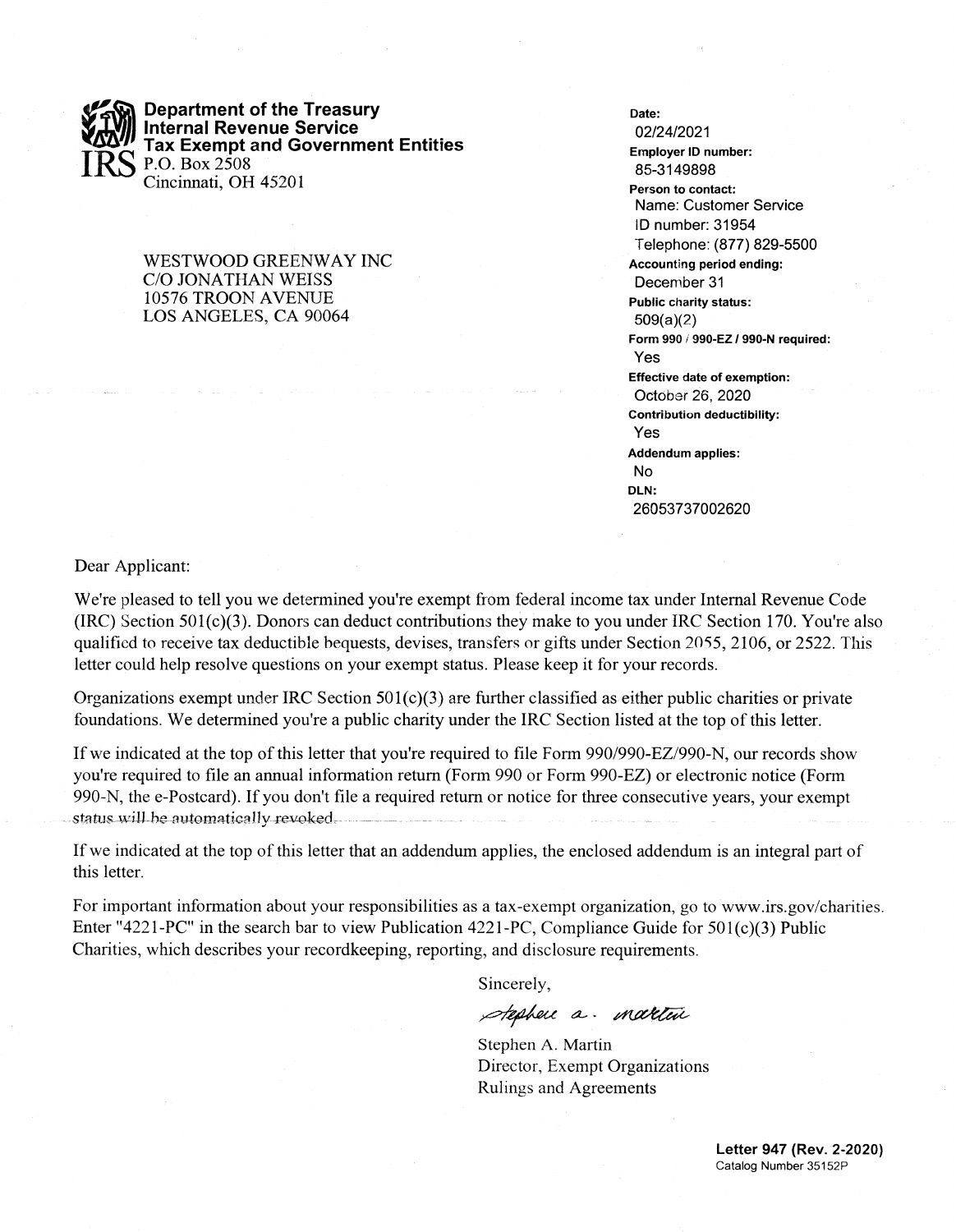**Department of the Treasury**
**Internal Revenue Service**
**Tax Exempt and Government Entities**
P.O. Box 2508
Cincinnati, OH 45201

WESTWOOD GREENWAY INC
C/O JONATHAN WEISS
10576 TROON AVENUE
LOS ANGELES, CA 90064

**Date:**
02/24/2021
**Employer ID number:**
85-3149898
**Person to contact:**
Name: Customer Service
ID number: 31954
Telephone: (877) 829-5500
**Accounting period ending:**
December 31
**Public charity status:**
509(a)(2)
**Form 990 / 990-EZ / 990-N required:**
Yes
**Effective date of exemption:**
October 26, 2020
**Contribution deductibility:**
Yes
**Addendum applies:**
No
**DLN:**
26053737002620

Dear Applicant:

We're pleased to tell you we determined you're exempt from federal income tax under Internal Revenue Code (IRC) Section 501(c)(3). Donors can deduct contributions they make to you under IRC Section 170. You're also qualified to receive tax deductible bequests, devises, transfers or gifts under Section 2055, 2106, or 2522. This letter could help resolve questions on your exempt status. Please keep it for your records.

Organizations exempt under IRC Section 501(c)(3) are further classified as either public charities or private foundations. We determined you're a public charity under the IRC Section listed at the top of this letter.

If we indicated at the top of this letter that you're required to file Form 990/990-EZ/990-N, our records show you're required to file an annual information return (Form 990 or Form 990-EZ) or electronic notice (Form 990-N, the e-Postcard). If you don't file a required return or notice for three consecutive years, your exempt status will be automatically revoked.

If we indicated at the top of this letter that an addendum applies, the enclosed addendum is an integral part of this letter.

For important information about your responsibilities as a tax-exempt organization, go to www.irs.gov/charities. Enter "4221-PC" in the search bar to view Publication 4221-PC, Compliance Guide for 501(c)(3) Public Charities, which describes your recordkeeping, reporting, and disclosure requirements.

Sincerely,

Stephen A. Martin

Stephen A. Martin
Director, Exempt Organizations
Rulings and Agreements

**Letter 947 (Rev. 2-2020)**
Catalog Number 35152P